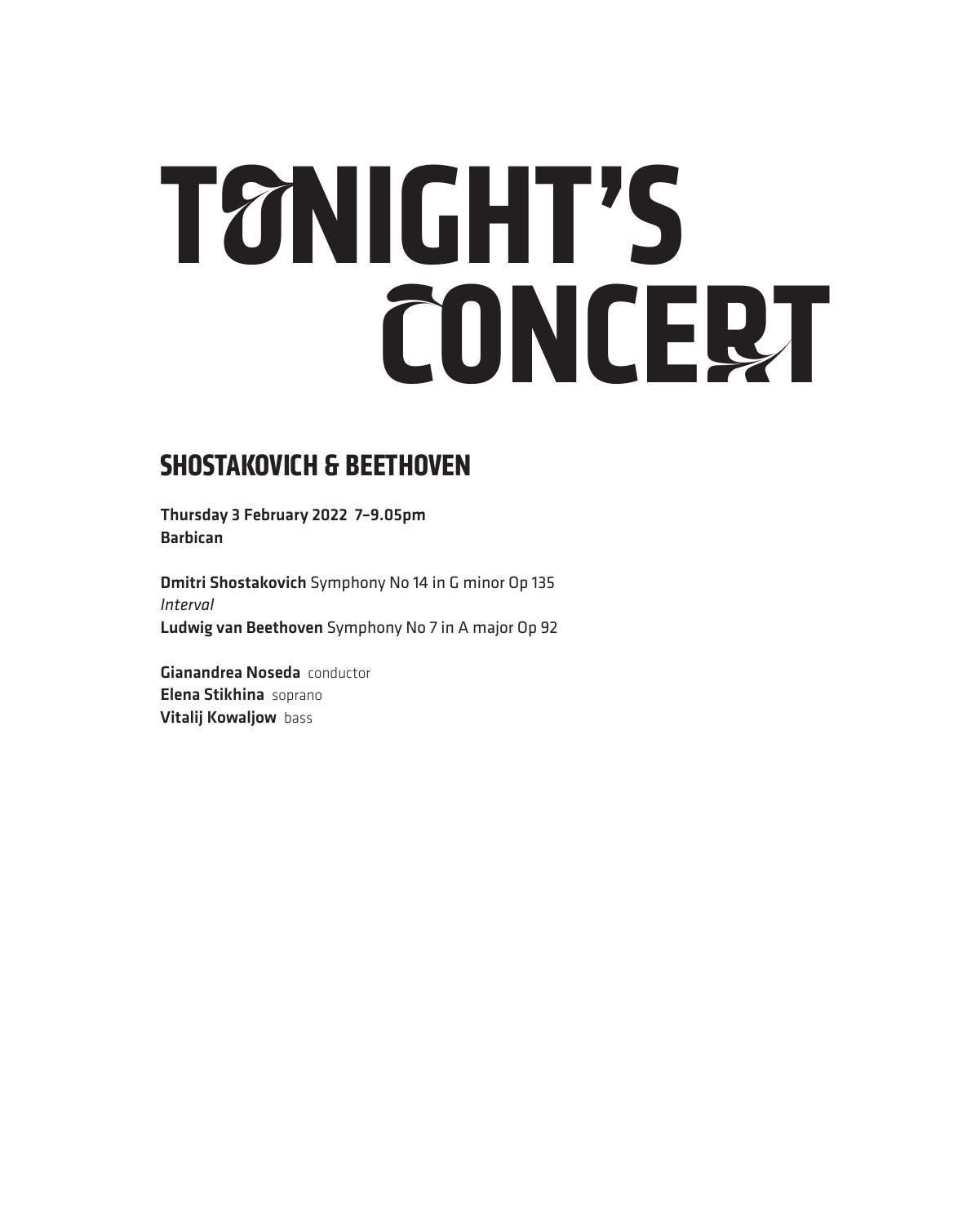# TONIGHT'S CONCERT

## SHOSTAKOVICH & BEETHOVEN

**Thursday 3 February 2022 7–9.05pm**
**Barbican**

**Dmitri Shostakovich** Symphony No 14 in G minor Op 135
*Interval*
**Ludwig van Beethoven** Symphony No 7 in A major Op 92

**Gianandrea Noseda** conductor
**Elena Stikhina** soprano
**Vitalij Kowaljow** bass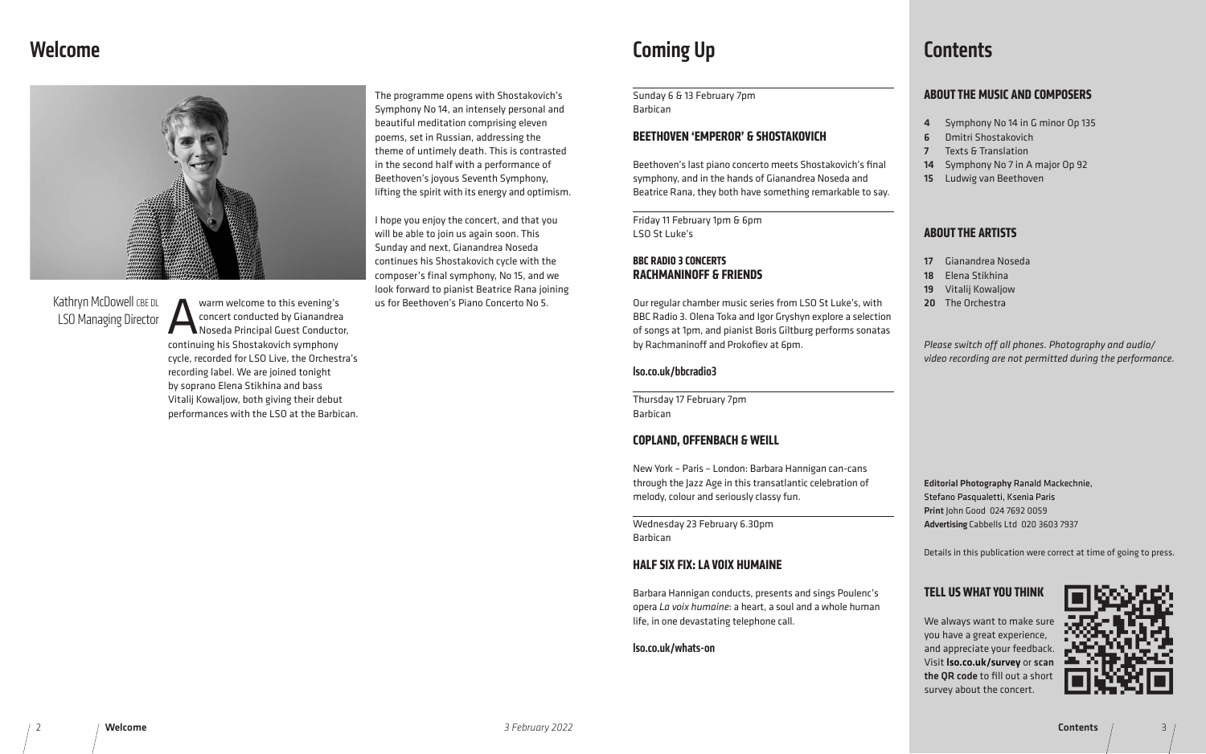# Welcome

Kathryn McDowell CBE DL
LSO Managing Director

A warm welcome to this evening's concert conducted by Gianandrea Noseda Principal Guest Conductor, continuing his Shostakovich symphony cycle, recorded for LSO Live, the Orchestra's recording label. We are joined tonight by soprano Elena Stikhina and bass Vitalij Kowaljow, both giving their debut performances with the LSO at the Barbican.

The programme opens with Shostakovich's Symphony No 14, an intensely personal and beautiful meditation comprising eleven poems, set in Russian, addressing the theme of untimely death. This is contrasted in the second half with a performance of Beethoven's joyous Seventh Symphony, lifting the spirit with its energy and optimism.

I hope you enjoy the concert, and that you will be able to join us again soon. This Sunday and next, Gianandrea Noseda continues his Shostakovich cycle with the composer's final symphony, No 15, and we look forward to pianist Beatrice Rana joining us for Beethoven's Piano Concerto No 5.

# Coming Up

Sunday 6 & 13 February 7pm
Barbican

### BEETHOVEN 'EMPEROR' & SHOSTAKOVICH

Beethoven's last piano concerto meets Shostakovich's final symphony, and in the hands of Gianandrea Noseda and Beatrice Rana, they both have something remarkable to say.

Friday 11 February 1pm & 6pm
LSO St Luke's

### BBC RADIO 3 CONCERTS
### RACHMANINOFF & FRIENDS

Our regular chamber music series from LSO St Luke's, with BBC Radio 3. Olena Toka and Igor Gryshyn explore a selection of songs at 1pm, and pianist Boris Giltburg performs sonatas by Rachmaninoff and Prokofiev at 6pm.

**lso.co.uk/bbcradio3**

Thursday 17 February 7pm
Barbican

### COPLAND, OFFENBACH & WEILL

New York – Paris – London: Barbara Hannigan can-cans through the Jazz Age in this transatlantic celebration of melody, colour and seriously classy fun.

Wednesday 23 February 6.30pm
Barbican

### HALF SIX FIX: LA VOIX HUMAINE

Barbara Hannigan conducts, presents and sings Poulenc's opera *La voix humaine*: a heart, a soul and a whole human life, in one devastating telephone call.

**lso.co.uk/whats-on**

# Contents

### ABOUT THE MUSIC AND COMPOSERS

- **4** Symphony No 14 in G minor Op 135
- **6** Dmitri Shostakovich
- **7** Texts & Translation
- **14** Symphony No 7 in A major Op 92
- **15** Ludwig van Beethoven

### ABOUT THE ARTISTS

- **17** Gianandrea Noseda
- **18** Elena Stikhina
- **19** Vitalij Kowaljow
- **20** The Orchestra

*Please switch off all phones. Photography and audio/video recording are not permitted during the performance.*

**Editorial Photography** Ranald Mackechnie, Stefano Pasqualetti, Ksenia Paris
**Print** John Good 024 7692 0059
**Advertising** Cabbells Ltd 020 3603 7937

Details in this publication were correct at time of going to press.

### TELL US WHAT YOU THINK

We always want to make sure you have a great experience, and appreciate your feedback. Visit **lso.co.uk/survey** or **scan the QR code** to fill out a short survey about the concert.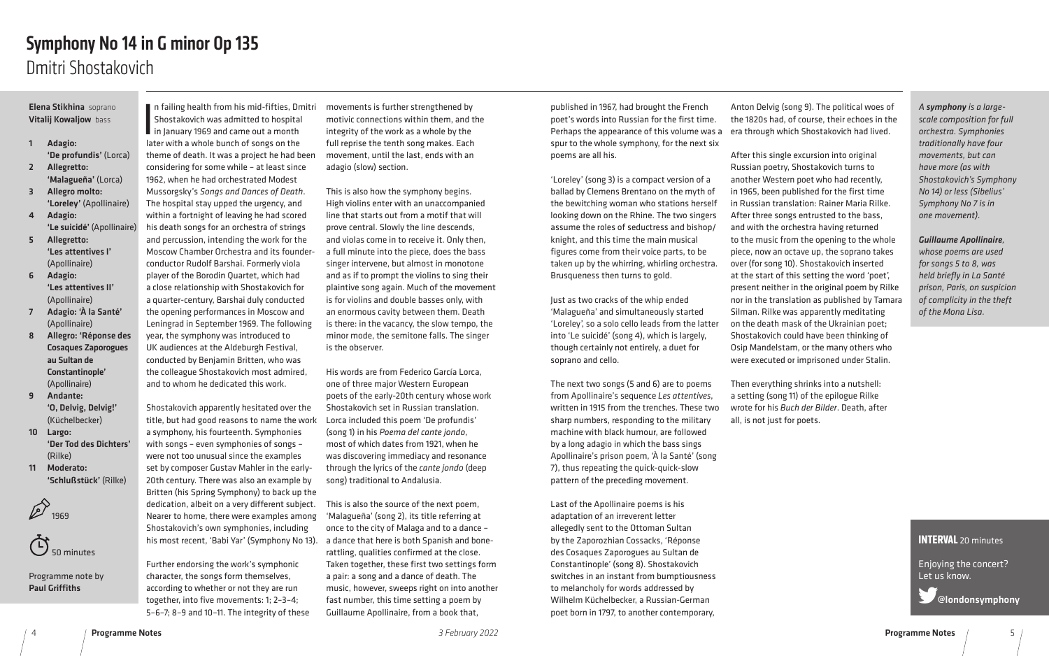# Symphony No 14 in G minor Op 135

## Dmitri Shostakovich

**Elena Stikhina** soprano
**Vitalij Kowaljow** bass

1. **Adagio: 'De profundis'** (Lorca)
2. **Allegretto: 'Malagueña'** (Lorca)
3. **Allegro molto: 'Loreley'** (Apollinaire)
4. **Adagio: 'Le suicidé'** (Apollinaire)
5. **Allegretto: 'Les attentives I'** (Apollinaire)
6. **Adagio: 'Les attentives II'** (Apollinaire)
7. **Adagio: 'À la Santé'** (Apollinaire)
8. **Allegro: 'Réponse des Cosaques Zaporogues au Sultan de Constantinople'** (Apollinaire)
9. **Andante: 'O, Delvig, Delvig!'** (Küchelbecker)
10. **Largo: 'Der Tod des Dichters'** (Rilke)
11. **Moderato: 'Schlußstück'** (Rilke)

1969

50 minutes

Programme note by
**Paul Griffiths**

In failing health from his mid-fifties, Dmitri Shostakovich was admitted to hospital in January 1969 and came out a month later with a whole bunch of songs on the theme of death. It was a project he had been considering for some while – at least since 1962, when he had orchestrated Modest Mussorgsky's *Songs and Dances of Death*. The hospital stay upped the urgency, and within a fortnight of leaving he had scored his death songs for an orchestra of strings and percussion, intending the work for the Moscow Chamber Orchestra and its founder-conductor Rudolf Barshai. Formerly viola player of the Borodin Quartet, which had a close relationship with Shostakovich for a quarter-century, Barshai duly conducted the opening performances in Moscow and Leningrad in September 1969. The following year, the symphony was introduced to UK audiences at the Aldeburgh Festival, conducted by Benjamin Britten, who was the colleague Shostakovich most admired, and to whom he dedicated this work.

Shostakovich apparently hesitated over the title, but had good reasons to name the work a symphony, his fourteenth. Symphonies with songs – even symphonies of songs – were not too unusual since the examples set by composer Gustav Mahler in the early-20th century. There was also an example by Britten (his Spring Symphony) to back up the dedication, albeit on a very different subject. Nearer to home, there were examples among Shostakovich's own symphonies, including his most recent, 'Babi Yar' (Symphony No 13).

Further endorsing the work's symphonic character, the songs form themselves, according to whether or not they are run together, into five movements: 1; 2–3–4; 5–6–7; 8–9 and 10–11. The integrity of these movements is further strengthened by motivic connections within them, and the integrity of the work as a whole by the full reprise the tenth song makes. Each movement, until the last, ends with an adagio (slow) section.

This is also how the symphony begins. High violins enter with an unaccompanied line that starts out from a motif that will prove central. Slowly the line descends, and violas come in to receive it. Only then, a full minute into the piece, does the bass singer intervene, but almost in monotone and as if to prompt the violins to sing their plaintive song again. Much of the movement is for violins and double basses only, with an enormous cavity between them. Death is there: in the vacancy, the slow tempo, the minor mode, the semitone falls. The singer is the observer.

His words are from Federico García Lorca, one of three major Western European poets of the early-20th century whose work Shostakovich set in Russian translation. Lorca included this poem 'De profundis' (song 1) in his *Poema del cante jondo*, most of which dates from 1921, when he was discovering immediacy and resonance through the lyrics of the *cante jondo* (deep song) traditional to Andalusia.

This is also the source of the next poem, 'Malagueña' (song 2), its title referring at once to the city of Malaga and to a dance – a dance that here is both Spanish and bone-rattling, qualities confirmed at the close. Taken together, these first two settings form a pair: a song and a dance of death. The music, however, sweeps right on into another fast number, this time setting a poem by Guillaume Apollinaire, from a book that, published in 1967, had brought the French poet's words into Russian for the first time. Perhaps the appearance of this volume was a spur to the whole symphony, for the next six poems are all his.

'Loreley' (song 3) is a compact version of a ballad by Clemens Brentano on the myth of the bewitching woman who stations herself looking down on the Rhine. The two singers assume the roles of seductress and bishop/knight, and this time the main musical figures come from their voice parts, to be taken up by the whirring, whirling orchestra. Brusqueness then turns to gold.

Just as two cracks of the whip ended 'Malagueña' and simultaneously started 'Loreley', so a solo cello leads from the latter into 'Le suicidé' (song 4), which is largely, though certainly not entirely, a duet for soprano and cello.

The next two songs (5 and 6) are to poems from Apollinaire's sequence *Les attentives*, written in 1915 from the trenches. These two sharp numbers, responding to the military machine with black humour, are followed by a long adagio in which the bass sings Apollinaire's prison poem, 'À la Santé' (song 7), thus repeating the quick-quick-slow pattern of the preceding movement.

Last of the Apollinaire poems is his adaptation of an irreverent letter allegedly sent to the Ottoman Sultan by the Zaporozhian Cossacks, 'Réponse des Cosaques Zaporogues au Sultan de Constantinople' (song 8). Shostakovich switches in an instant from bumptiousness to melancholy for words addressed by Wilhelm Küchelbecker, a Russian-German poet born in 1797, to another contemporary, Anton Delvig (song 9). The political woes of the 1820s had, of course, their echoes in the era through which Shostakovich had lived.

After this single excursion into original Russian poetry, Shostakovich turns to another Western poet who had recently, in 1965, been published for the first time in Russian translation: Rainer Maria Rilke. After three songs entrusted to the bass, and with the orchestra having returned to the music from the opening to the whole piece, now an octave up, the soprano takes over (for song 10). Shostakovich inserted at the start of this setting the word 'poet', present neither in the original poem by Rilke nor in the translation as published by Tamara Silman. Rilke was apparently meditating on the death mask of the Ukrainian poet; Shostakovich could have been thinking of Osip Mandelstam, or the many others who were executed or imprisoned under Stalin.

Then everything shrinks into a nutshell: a setting (song 11) of the epilogue Rilke wrote for his *Buch der Bilder*. Death, after all, is not just for poets.

*A **symphony** is a large-scale composition for full orchestra. Symphonies traditionally have four movements, but can have more (as with Shostakovich's Symphony No 14) or less (Sibelius' Symphony No 7 is in one movement).*

***Guillaume Apollinaire**, whose poems are used for songs 5 to 8, was held briefly in La Santé prison, Paris, on suspicion of complicity in the theft of the Mona Lisa.*

**INTERVAL** 20 minutes

Enjoying the concert? Let us know.

@londonsymphony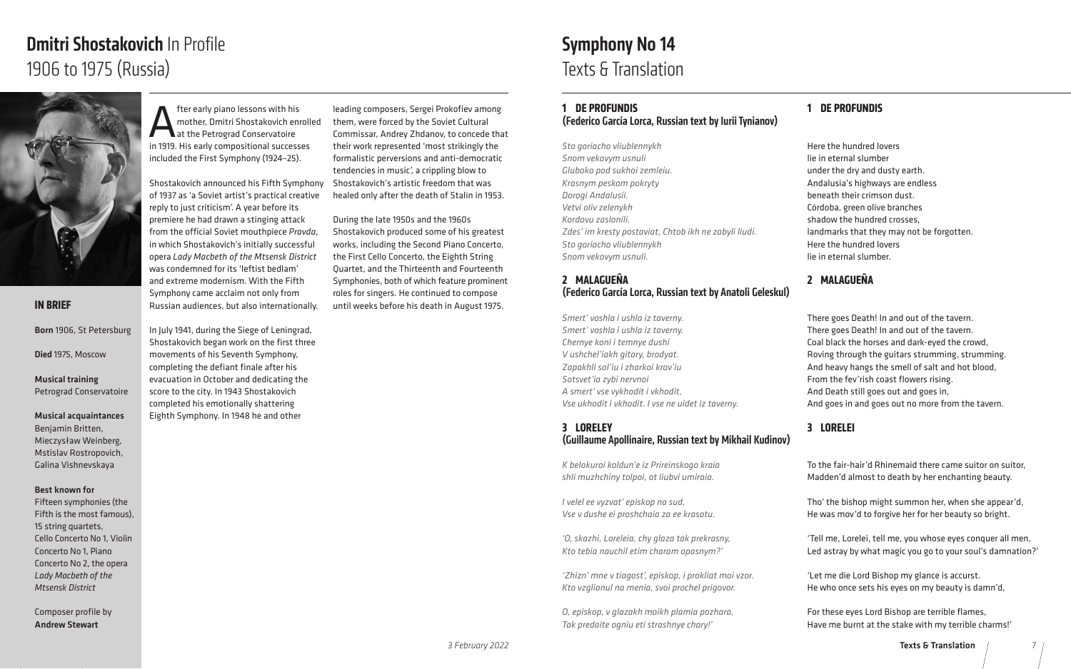# Dmitri Shostakovich In Profile
## 1906 to 1975 (Russia)

After early piano lessons with his mother, Dmitri Shostakovich enrolled at the Petrograd Conservatoire in 1919. His early compositional successes included the First Symphony (1924–25).

Shostakovich announced his Fifth Symphony of 1937 as 'a Soviet artist's practical creative reply to just criticism'. A year before its premiere he had drawn a stinging attack from the official Soviet mouthpiece *Pravda*, in which Shostakovich's initially successful opera *Lady Macbeth of the Mtsensk District* was condemned for its 'leftist bedlam' and extreme modernism. With the Fifth Symphony came acclaim not only from Russian audiences, but also internationally.

In July 1941, during the Siege of Leningrad, Shostakovich began work on the first three movements of his Seventh Symphony, completing the defiant finale after his evacuation in October and dedicating the score to the city. In 1943 Shostakovich completed his emotionally shattering Eighth Symphony. In 1948 he and other leading composers, Sergei Prokofiev among them, were forced by the Soviet Cultural Commissar, Andrey Zhdanov, to concede that their work represented 'most strikingly the formalistic perversions and anti-democratic tendencies in music', a crippling blow to Shostakovich's artistic freedom that was healed only after the death of Stalin in 1953.

During the late 1950s and the 1960s Shostakovich produced some of his greatest works, including the Second Piano Concerto, the First Cello Concerto, the Eighth String Quartet, and the Thirteenth and Fourteenth Symphonies, both of which feature prominent roles for singers. He continued to compose until weeks before his death in August 1975.

### IN BRIEF

**Born** 1906, St Petersburg

**Died** 1975, Moscow

**Musical training**
Petrograd Conservatoire

**Musical acquaintances**
Benjamin Britten, Mieczysław Weinberg, Mstislav Rostropovich, Galina Vishnevskaya

**Best known for**
Fifteen symphonies (the Fifth is the most famous), 15 string quartets, Cello Concerto No 1, Violin Concerto No 1, Piano Concerto No 2, the opera *Lady Macbeth of the Mtsensk District*

Composer profile by
**Andrew Stewart**

# Symphony No 14
## Texts & Translation

### 1 DE PROFUNDIS
### (Federico García Lorca, Russian text by Iurii Tynianov)

*Sto goriacho vliublennykh*
*Snom vekovym usnuli*
*Gluboko pod sukhoi zemleiu.*
*Krasnym peskom pokryty*
*Dorogi Andalusii.*
*Vetvi oliv zelenykh*
*Kordovu zaslonili.*
*Zdes' im kresty postaviat, Chtob ikh ne zabyli liudi.*
*Sto goriacho vliublennykh*
*Snom vekovym usnuli.*

### 1 DE PROFUNDIS

Here the hundred lovers
lie in eternal slumber
under the dry and dusty earth.
Andalusia's highways are endless
beneath their crimson dust.
Córdoba, green olive branches
shadow the hundred crosses,
landmarks that they may not be forgotten.
Here the hundred lovers
lie in eternal slumber.

### 2 MALAGUEÑA
### (Federico García Lorca, Russian text by Anatoli Geleskul)

*Smert' voshla i ushla iz taverny.*
*Smert' voshla i ushla iz taverny.*
*Chernye koni i temnye dushi*
*V ushchel'iakh gitary, brodyat.*
*Zapakhli sol'iu i zharkoi krov'iu*
*Sotsvet'ia zybi nervnoi*
*A smert' vse vykhodit i vkhodit,*
*Vse ukhodit i vkhodit. I vse ne uidet iz taverny.*

### 2 MALAGUEÑA

There goes Death! In and out of the tavern.
There goes Death! In and out of the tavern.
Coal black the horses and dark-eyed the crowd,
Roving through the guitars strumming, strumming.
And heavy hangs the smell of salt and hot blood,
From the fev'rish coast flowers rising.
And Death still goes out and goes in,
And goes in and goes out no more from the tavern.

### 3 LORELEY
### (Guillaume Apollinaire, Russian text by Mikhail Kudinov)

*K belokuroi koldun'e iz Prireinskogo kraia*
*shli muzhchiny tolpoi, ot liubvi umiraia.*

*I velel ee vyzvat' episkop na sud,*
*Vse v dushe ei proshchaia za ee krasotu.*

*'O, skazhi, Loreleia, chy glaza tak prekrasny,*
*Kto tebia nauchil etim charam opasnym?'*

*'Zhizn' mne v tiagost', episkop, i prokliat moi vzor.*
*Kto vzglianul na menia, svoi prochel prigovor.*

*O, episkop, v glazakh moikh plamia pozhara,*
*Tak predaite ogniu eti strashnye chary!'*

### 3 LORELEI

To the fair-hair'd Rhinemaid there came suitor on suitor,
Madden'd almost to death by her enchanting beauty.

Tho' the bishop might summon her, when she appear'd,
He was mov'd to forgive her for her beauty so bright.

'Tell me, Lorelei, tell me, you whose eyes conquer all men,
Led astray by what magic you go to your soul's damnation?'

'Let me die Lord Bishop my glance is accurst.
He who once sets his eyes on my beauty is damn'd,

For these eyes Lord Bishop are terrible flames,
Have me burnt at the stake with my terrible charms!'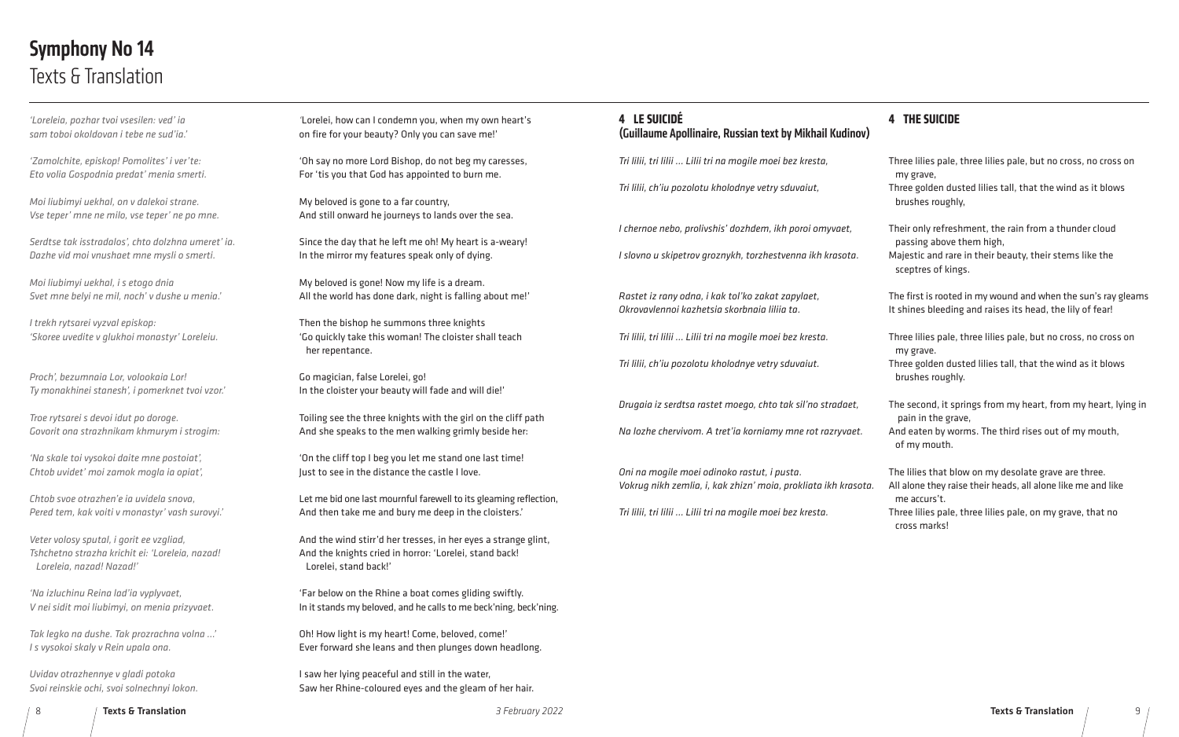# Symphony No 14
Texts & Translation

*'Loreleia, pozhar tvoi vsesilen: ved' ia*
*sam toboi okoldovan i tebe ne sud'ia.'*

'Lorelei, how can I condemn you, when my own heart's
on fire for your beauty? Only you can save me!'

*'Zamolchite, episkop! Pomolites' i ver'te:*
*Eto volia Gospodnia predat' menia smerti.*

'Oh say no more Lord Bishop, do not beg my caresses,
For 'tis you that God has appointed to burn me.

*Moi liubimyi uekhal, on v dalekoi strane.*
*Vse teper' mne ne milo, vse teper' ne po mne.*

My beloved is gone to a far country,
And still onward he journeys to lands over the sea.

*Serdtse tak isstradalos', chto dolzhna umeret' ia.*
*Dazhe vid moi vnushaet mne mysli o smerti.*

Since the day that he left me oh! My heart is a-weary!
In the mirror my features speak only of dying.

*Moi liubimyi uekhal, i s etogo dnia*
*Svet mne belyi ne mil, noch' v dushe u menia.'*

My beloved is gone! Now my life is a dream.
All the world has done dark, night is falling about me!'

*I trekh rytsarei vyzval episkop:*
*'Skoree uvedite v glukhoi monastyr' Loreleiu.*

Then the bishop he summons three knights
'Go quickly take this woman! The cloister shall teach her repentance.

*Proch', bezumnaia Lor, volookaia Lor!*
*Ty monakhinei stanesh', i pomerknet tvoi vzor.'*

Go magician, false Lorelei, go!
In the cloister your beauty will fade and will die!'

*Troe rytsarei s devoi idut po doroge.*
*Govorit ona strazhnikam khmurym i strogim:*

Toiling see the three knights with the girl on the cliff path
And she speaks to the men walking grimly beside her:

*'Na skale toi vysokoi daite mne postoiat',*
*Chtob uvidet' moi zamok mogla ia opiat',*

'On the cliff top I beg you let me stand one last time!
Just to see in the distance the castle I love.

*Chtob svoe otrazhen'e ia uvidela snova,*
*Pered tem, kak voiti v monastyr' vash surovyi.'*

Let me bid one last mournful farewell to its gleaming reflection,
And then take me and bury me deep in the cloisters.'

*Veter volosy sputal, i gorit ee vzgliad,*
*Tshchetno strazha krichit ei: 'Loreleia, nazad!*
*Loreleia, nazad! Nazad!'*

And the wind stirr'd her tresses, in her eyes a strange glint,
And the knights cried in horror: 'Lorelei, stand back!
Lorelei, stand back!'

*'Na izluchinu Reina lad'ia vyplyvaet,*
*V nei sidit moi liubimyi, on menia prizyvaet.*

'Far below on the Rhine a boat comes gliding swiftly.
In it stands my beloved, and he calls to me beck'ning, beck'ning.

*Tak legko na dushe. Tak prozrachna volna ...'*
*I s vysokoi skaly v Rein upala ona.*

Oh! How light is my heart! Come, beloved, come!'
Ever forward she leans and then plunges down headlong.

*Uvidav otrazhennye v gladi potoka*
*Svoi reinskie ochi, svoi solnechnyi lokon.*

I saw her lying peaceful and still in the water,
Saw her Rhine-coloured eyes and the gleam of her hair.

## 4 LE SUICIDÉ (Guillaume Apollinaire, Russian text by Mikhail Kudinov)

## 4 THE SUICIDE

*Tri lilii, tri lilii ... Lilii tri na mogile moei bez kresta,*

Three lilies pale, three lilies pale, but no cross, no cross on my grave,

*Tri lilii, ch'iu pozolotu kholodnye vetry sduvaiut,*

Three golden dusted lilies tall, that the wind as it blows brushes roughly,

*I chernoe nebo, prolivshis' dozhdem, ikh poroi omyvaet,*

Their only refreshment, the rain from a thunder cloud passing above them high,

*I slovno u skipetrov groznykh, torzhestvenna ikh krasota.*

Majestic and rare in their beauty, their stems like the sceptres of kings.

*Rastet iz rany odna, i kak tol'ko zakat zapylaet,*
*Okrovavlennoi kazhetsia skorbnaia liliia ta.*

The first is rooted in my wound and when the sun's ray gleams
It shines bleeding and raises its head, the lily of fear!

*Tri lilii, tri lilii ... Lilii tri na mogile moei bez kresta.*

Three lilies pale, three lilies pale, but no cross, no cross on my grave.

*Tri lilii, ch'iu pozolotu kholodnye vetry sduvaiut.*

Three golden dusted lilies tall, that the wind as it blows brushes roughly.

*Drugaia iz serdtsa rastet moego, chto tak sil'no stradaet,*

The second, it springs from my heart, from my heart, lying in pain in the grave,

*Na lozhe chervivom. A tret'ia korniamy mne rot razryvaet.*

And eaten by worms. The third rises out of my mouth, of my mouth.

*Oni na mogile moei odinoko rastut, i pusta.*
*Vokrug nikh zemlia, i, kak zhizn' moia, prokliata ikh krasota.*

The lilies that blow on my desolate grave are three.
All alone they raise their heads, all alone like me and like me accurs't.

*Tri lilii, tri lilii ... Lilii tri na mogile moei bez kresta.*

Three lilies pale, three lilies pale, on my grave, that no cross marks!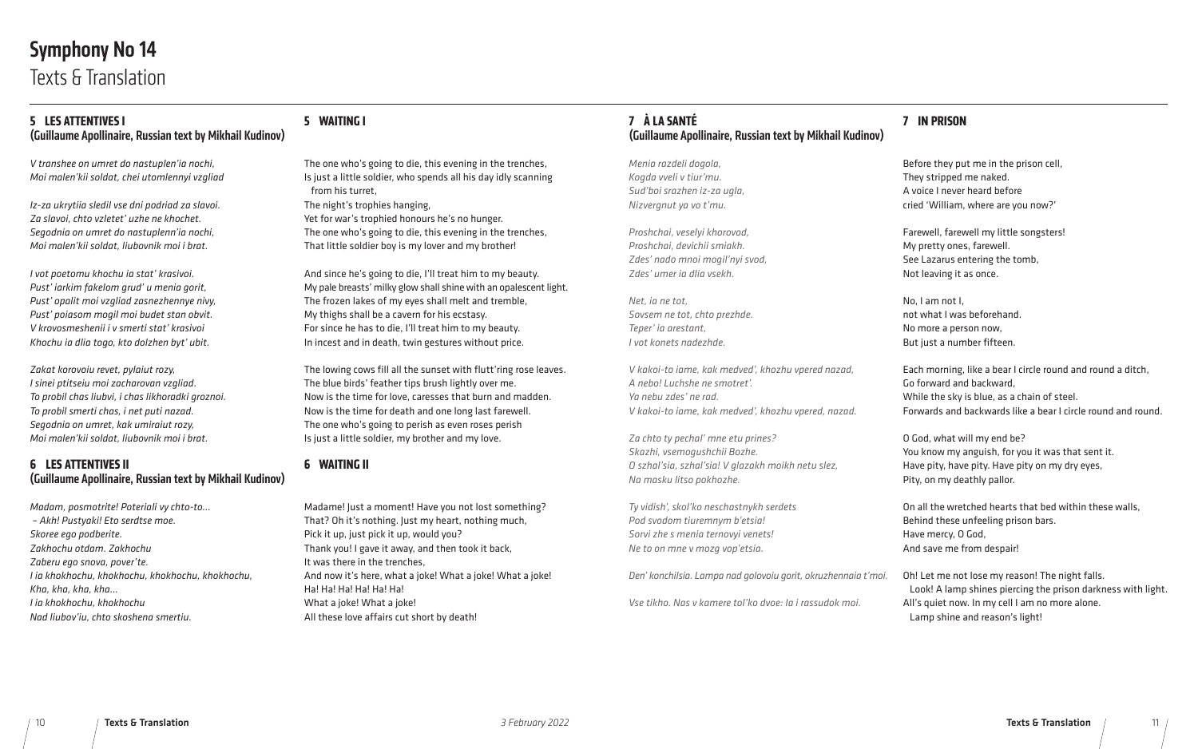# Symphony No 14

Texts & Translation

### 5 LES ATTENTIVES I
### (Guillaume Apollinaire, Russian text by Mikhail Kudinov)

*V transhee on umret do nastuplen'ia nochi,*
*Moi malen'kii soldat, chei utomlennyi vzgliad*

*Iz-za ukrytiia sledil vse dni podriad za slavoi.*
*Za slavoi, chto vzletet' uzhe ne khochet.*
*Segodnia on umret do nastuplenn'ia nochi,*
*Moi malen'kii soldat, liubovnik moi i brat.*

*I vot poetomu khochu ia stat' krasivoi.*
*Pust' iarkim fakelom grud' u menia gorit,*
*Pust' opalit moi vzgliad zasnezhennye nivy,*
*Pust' poiasom mogil moi budet stan obvit.*
*V krovosmeshenii i v smerti stat' krasivoi*
*Khochu ia dlia togo, kto dolzhen byt' ubit.*

*Zakat korovoiu revet, pylaiut rozy,*
*I sinei ptitseiu moi zacharovan vzgliad.*
*To probil chas liubvi, i chas likhoradki groznoi.*
*To probil smerti chas, i net puti nazad.*
*Segodnia on umret, kak umiraiut rozy,*
*Moi malen'kii soldat, liubovnik moi i brat.*

### 5 WAITING I

The one who's going to die, this evening in the trenches,
Is just a little soldier, who spends all his day idly scanning
from his turret,
The night's trophies hanging,
Yet for war's trophied honours he's no hunger.
The one who's going to die, this evening in the trenches,
That little soldier boy is my lover and my brother!

And since he's going to die, I'll treat him to my beauty.
My pale breasts' milky glow shall shine with an opalescent light.
The frozen lakes of my eyes shall melt and tremble,
My thighs shall be a cavern for his ecstasy.
For since he has to die, I'll treat him to my beauty.
In incest and in death, twin gestures without price.

The lowing cows fill all the sunset with flutt'ring rose leaves.
The blue birds' feather tips brush lightly over me.
Now is the time for love, caresses that burn and madden.
Now is the time for death and one long last farewell.
The one who's going to perish as even roses perish
Is just a little soldier, my brother and my love.

### 6 LES ATTENTIVES II
### (Guillaume Apollinaire, Russian text by Mikhail Kudinov)

*Madam, posmotrite! Poteriali vy chto-to...*
*– Akh! Pustyaki! Eto serdtse moe.*
*Skoree ego podberite.*
*Zakhochu otdam. Zakhochu*
*Zaberu ego snova, pover'te.*
*I ia khokhochu, khokhochu, khokhochu, khokhochu,*
*Kha, kha, kha, kha...*
*I ia khokhochu, khokhochu*
*Nad liubov'iu, chto skoshena smertiu.*

### 6 WAITING II

Madame! Just a moment! Have you not lost something?
That? Oh it's nothing. Just my heart, nothing much,
Pick it up, just pick it up, would you?
Thank you! I gave it away, and then took it back,
It was there in the trenches,
And now it's here, what a joke! What a joke! What a joke!
Ha! Ha! Ha! Ha! Ha! Ha!
What a joke! What a joke!
All these love affairs cut short by death!

### 7 À LA SANTÉ
### (Guillaume Apollinaire, Russian text by Mikhail Kudinov)

*Menia razdeli dogola,*
*Kogda vveli v tiur'mu.*
*Sud'boi srazhen iz-za ugla,*
*Nizvergnut ya vo t'mu.*

*Proshchai, veselyi khorovod,*
*Proshchai, devichii smiakh.*
*Zdes' nado mnoi mogil'nyi svod,*
*Zdes' umer ia dlia vsekh.*

*Net, ia ne tot,*
*Sovsem ne tot, chto prezhde.*
*Teper' ia arestant,*
*I vot konets nadezhde.*

*V kakoi-to iame, kak medved', khozhu vpered nazad,*
*A nebo! Luchshe ne smotret'.*
*Ya nebu zdes' ne rad.*
*V kakoi-to iame, kak medved', khozhu vpered, nazad.*

*Za chto ty pechal' mne etu prines?*
*Skazhi, vsemogushchii Bozhe.*
*O szhal'sia, szhal'sia! V glazakh moikh netu slez,*
*Na masku litso pokhozhe.*

*Ty vidish', skol'ko neschastnykh serdets*
*Pod svodom tiuremnym b'etsia!*
*Sorvi zhe s menia ternovyi venets!*
*Ne to on mne v mozg vop'etsia.*

*Den' konchilsia. Lampa nad golovoiu gorit, okruzhennaia t'moi.*

*Vse tikho. Nas v kamere tol'ko dvoe: Ia i rassudok moi.*

### 7 IN PRISON

Before they put me in the prison cell,
They stripped me naked.
A voice I never heard before
cried 'William, where are you now?'

Farewell, farewell my little songsters!
My pretty ones, farewell.
See Lazarus entering the tomb,
Not leaving it as once.

No, I am not I,
not what I was beforehand.
No more a person now,
But just a number fifteen.

Each morning, like a bear I circle round and round a ditch,
Go forward and backward,
While the sky is blue, as a chain of steel.
Forwards and backwards like a bear I circle round and round.

O God, what will my end be?
You know my anguish, for you it was that sent it.
Have pity, have pity. Have pity on my dry eyes,
Pity, on my deathly pallor.

On all the wretched hearts that bed within these walls,
Behind these unfeeling prison bars.
Have mercy, O God,
And save me from despair!

Oh! Let me not lose my reason! The night falls.
Look! A lamp shines piercing the prison darkness with light.
All's quiet now. In my cell I am no more alone.
Lamp shine and reason's light!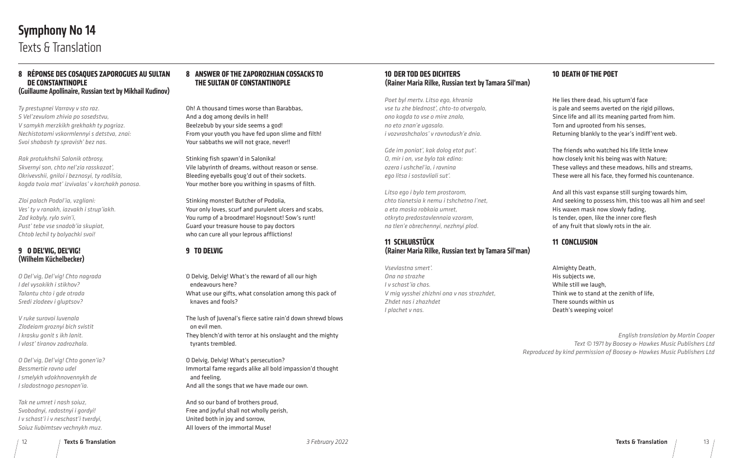# Symphony No 14

## Texts & Translation

### 8 RÉPONSE DES COSAQUES ZAPOROGUES AU SULTAN DE CONSTANTINOPLE
**(Guillaume Apollinaire, Russian text by Mikhail Kudinov)**

*Ty prestupnei Varravy v sto raz.*
*S Vel'zevulom zhivia po sosedstvu,*
*V samykh merzkikh grekhakh ty pogriaz.*
*Nechistotami vskormlennyi s detstva, znai:*
*Svoi shabash ty spravish' bez nas.*

*Rak protukhshii Salonik otbrosy,*
*Skvernyi son, chto nel'zia rasskazat',*
*Okrivevshii, gniloi i beznosyi, ty rodilsia,*
*kogda tvoia mat' izvivalas' v korchakh ponosa.*

*Zloi palach Podol'ia, vzgliani:*
*Ves' ty v ranakh, iazvakh i strup'iakh.*
*Zad kobyly, rylo svin'i,*
*Pust' tebe vse snadob'ia skupiat,*
*Chtob lechil ty bolyachki svoi!*

### 8 ANSWER OF THE ZAPOROZHIAN COSSACKS TO THE SULTAN OF CONSTANTINOPLE

Oh! A thousand times worse than Barabbas,
And a dog among devils in hell!
Beelzebub by your side seems a god!
From your youth you have fed upon slime and filth!
Your sabbaths we will not grace, never!!

Stinking fish spawn'd in Salonika!
Vile labyrinth of dreams, without reason or sense.
Bleeding eyeballs goug'd out of their sockets.
Your mother bore you writhing in spasms of filth.

Stinking monster! Butcher of Podolia,
Your only loves, scurf and purulent ulcers and scabs,
You rump of a broodmare! Hogsnout! Sow's runt!
Guard your treasure house to pay doctors
who can cure all your leprous afflictions!

### 9 O DEL'VIG, DEL'VIG!
**(Wilhelm Küchelbecker)**

*O Del'vig, Del'vig! Chto nagrada*
*I del vysokikh i stikhov?*
*Talantu chto i gde otrada*
*Sredi zlodeev i gluptsov?*

*V ruke surovoi Iuvenala*
*Zlodeiam groznyi bich svistit*
*I krasku gonit s ikh lanit.*
*I vlast' tiranov zadrozhala.*

*O Del'vig, Del'vig! Chto gonen'ia?*
*Bessmertie ravno udel*
*I smelykh vdokhnovennykh de*
*I sladostnogo pesnopen'ia.*

*Tak ne umret i nash soiuz,*
*Svobodnyi, radostnyi i gordyi!*
*I v schast'i i v neschast'i tverdyi,*
*Soiuz liubimtsev vechnykh muz.*

### 9 TO DELVIG

O Delvig, Delvig! What's the reward of all our high endeavours here?
What use our gifts, what consolation among this pack of knaves and fools?

The lush of Juvenal's fierce satire rain'd down shrewd blows on evil men.
They blench'd with terror at his onslaught and the mighty tyrants trembled.

O Delvig, Delvig! What's persecution?
Immortal fame regards alike all bold impassion'd thought and feeling,
And all the songs that we have made our own.

And so our band of brothers proud,
Free and joyful shall not wholly perish,
United both in joy and sorrow,
All lovers of the immortal Muse!

### 10 DER TOD DES DICHTERS
**(Rainer Maria Rilke, Russian text by Tamara Sil'man)**

*Poet byl mertv. Litso ego, khrania*
*vse tu zhe blednost', chto-to otvergalo,*
*ono kogda to vse o mire znalo,*
*no eto znan'e ugasalo.*
*i vozvrashchalos' v ravnodush'e dnia.*

*Gde im poniat', kak dolog etot put'.*
*O, mir i on, vse bylo tak edino:*
*ozera i ushchel'ia, i ravnina*
*ego litsa i sostavliali sut'.*

*Litso ego i bylo tem prostorom,*
*chto tianetsia k nemu i tshchetno l'net,*
*a eta maska robkaia umret,*
*otkryto predostavlennaia vzoram,*
*na tlen'e obrechennyi, nezhnyi plod.*

### 10 DEATH OF THE POET

He lies there dead, his upturn'd face
is pale and seems averted on the rigid pillows,
Since life and all its meaning parted from him.
Torn and uprooted from his senses,
Returning blankly to the year's indiff'rent web.

The friends who watched his life little knew
how closely knit his being was with Nature;
These valleys and these meadows, hills and streams,
These were all his face, they formed his countenance.

And all this vast expanse still surging towards him,
And seeking to possess him, this too was all him and see!
His waxen mask now slowly fading,
Is tender, open, like the inner core flesh
of any fruit that slowly rots in the air.

### 11 SCHLUßSTÜCK
**(Rainer Maria Rilke, Russian text by Tamara Sil'man)**

*Vsevlastna smert'.*
*Ona na strazhe*
*I v schast'ia chas.*
*V mig vysshei zhizhni ona v nas strazhdet,*
*Zhdet nas i zhazhdet*
*I plachet v nas.*

### 11 CONCLUSION

Almighty Death,
His subjects we,
While still we laugh,
Think we to stand at the zenith of life,
There sounds within us
Death's weeping voice!

*English translation by Martin Cooper*
*Text © 1971 by Boosey & Hawkes Music Publishers Ltd*
*Reproduced by kind permission of Boosey & Hawkes Music Publishers Ltd*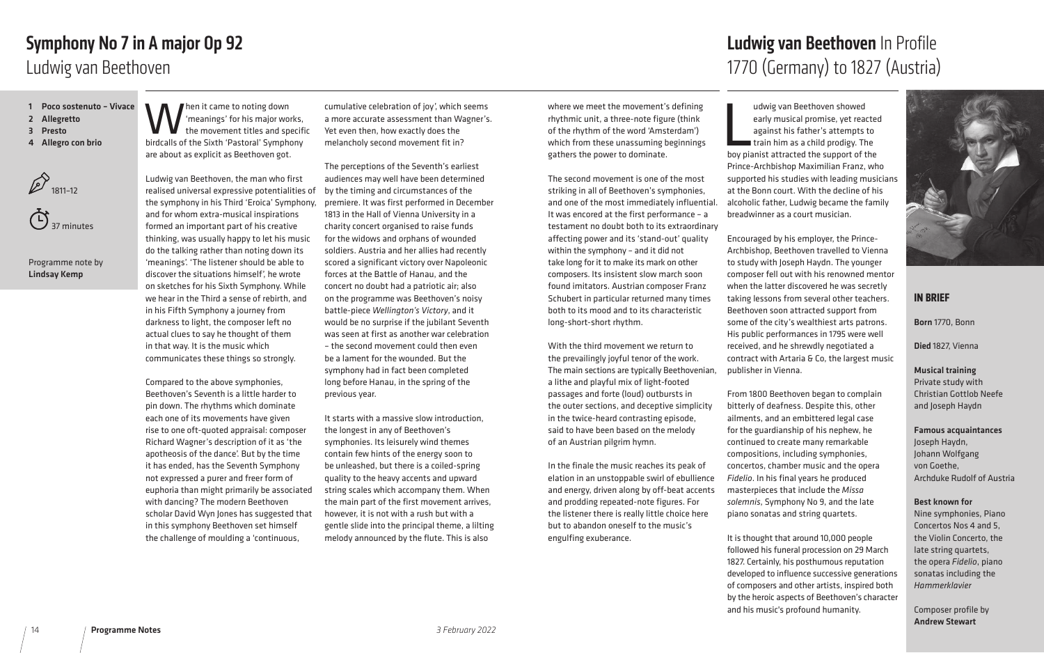# Symphony No 7 in A major Op 92

## Ludwig van Beethoven

1. **Poco sostenuto – Vivace**
2. **Allegretto**
3. **Presto**
4. **Allegro con brio**

1811–12

37 minutes

Programme note by **Lindsay Kemp**

When it came to noting down 'meanings' for his major works, the movement titles and specific birdcalls of the Sixth 'Pastoral' Symphony are about as explicit as Beethoven got.

Ludwig van Beethoven, the man who first realised universal expressive potentialities of the symphony in his Third 'Eroica' Symphony, and for whom extra-musical inspirations formed an important part of his creative thinking, was usually happy to let his music do the talking rather than noting down its 'meanings'. 'The listener should be able to discover the situations himself', he wrote on sketches for his Sixth Symphony. While we hear in the Third a sense of rebirth, and in his Fifth Symphony a journey from darkness to light, the composer left no actual clues to say he thought of them in that way. It is the music which communicates these things so strongly.

Compared to the above symphonies, Beethoven's Seventh is a little harder to pin down. The rhythms which dominate each one of its movements have given rise to one oft-quoted appraisal: composer Richard Wagner's description of it as 'the apotheosis of the dance'. But by the time it has ended, has the Seventh Symphony not expressed a purer and freer form of euphoria than might primarily be associated with dancing? The modern Beethoven scholar David Wyn Jones has suggested that in this symphony Beethoven set himself the challenge of moulding a 'continuous, cumulative celebration of joy', which seems a more accurate assessment than Wagner's. Yet even then, how exactly does the melancholy second movement fit in?

The perceptions of the Seventh's earliest audiences may well have been determined by the timing and circumstances of the premiere. It was first performed in December 1813 in the Hall of Vienna University in a charity concert organised to raise funds for the widows and orphans of wounded soldiers. Austria and her allies had recently scored a significant victory over Napoleonic forces at the Battle of Hanau, and the concert no doubt had a patriotic air; also on the programme was Beethoven's noisy battle-piece *Wellington's Victory*, and it would be no surprise if the jubilant Seventh was seen at first as another war celebration – the second movement could then even be a lament for the wounded. But the symphony had in fact been completed long before Hanau, in the spring of the previous year.

It starts with a massive slow introduction, the longest in any of Beethoven's symphonies. Its leisurely wind themes contain few hints of the energy soon to be unleashed, but there is a coiled-spring quality to the heavy accents and upward string scales which accompany them. When the main part of the first movement arrives, however, it is not with a rush but with a gentle slide into the principal theme, a lilting melody announced by the flute. This is also where we meet the movement's defining rhythmic unit, a three-note figure (think of the rhythm of the word 'Amsterdam') which from these unassuming beginnings gathers the power to dominate.

The second movement is one of the most striking in all of Beethoven's symphonies, and one of the most immediately influential. It was encored at the first performance – a testament no doubt both to its extraordinary affecting power and its 'stand-out' quality within the symphony – and it did not take long for it to make its mark on other composers. Its insistent slow march soon found imitators. Austrian composer Franz Schubert in particular returned many times both to its mood and to its characteristic long-short-short rhythm.

With the third movement we return to the prevailingly joyful tenor of the work. The main sections are typically Beethovenian, a lithe and playful mix of light-footed passages and forte (loud) outbursts in the outer sections, and deceptive simplicity in the twice-heard contrasting episode, said to have been based on the melody of an Austrian pilgrim hymn.

In the finale the music reaches its peak of elation in an unstoppable swirl of ebullience and energy, driven along by off-beat accents and prodding repeated-note figures. For the listener there is really little choice here but to abandon oneself to the music's engulfing exuberance.

# Ludwig van Beethoven In Profile

## 1770 (Germany) to 1827 (Austria)

Ludwig van Beethoven showed early musical promise, yet reacted against his father's attempts to train him as a child prodigy. The boy pianist attracted the support of the Prince-Archbishop Maximilian Franz, who supported his studies with leading musicians at the Bonn court. With the decline of his alcoholic father, Ludwig became the family breadwinner as a court musician.

Encouraged by his employer, the Prince-Archbishop, Beethoven travelled to Vienna to study with Joseph Haydn. The younger composer fell out with his renowned mentor when the latter discovered he was secretly taking lessons from several other teachers. Beethoven soon attracted support from some of the city's wealthiest arts patrons. His public performances in 1795 were well received, and he shrewdly negotiated a contract with Artaria & Co, the largest music publisher in Vienna.

From 1800 Beethoven began to complain bitterly of deafness. Despite this, other ailments, and an embittered legal case for the guardianship of his nephew, he continued to create many remarkable compositions, including symphonies, concertos, chamber music and the opera *Fidelio*. In his final years he produced masterpieces that include the *Missa solemnis*, Symphony No 9, and the late piano sonatas and string quartets.

It is thought that around 10,000 people followed his funeral procession on 29 March 1827. Certainly, his posthumous reputation developed to influence successive generations of composers and other artists, inspired both by the heroic aspects of Beethoven's character and his music's profound humanity.

### IN BRIEF

**Born** 1770, Bonn

**Died** 1827, Vienna

**Musical training**
Private study with Christian Gottlob Neefe and Joseph Haydn

**Famous acquaintances**
Joseph Haydn, Johann Wolfgang von Goethe, Archduke Rudolf of Austria

**Best known for**
Nine symphonies, Piano Concertos Nos 4 and 5, the Violin Concerto, the late string quartets, the opera *Fidelio*, piano sonatas including the *Hammerklavier*

Composer profile by **Andrew Stewart**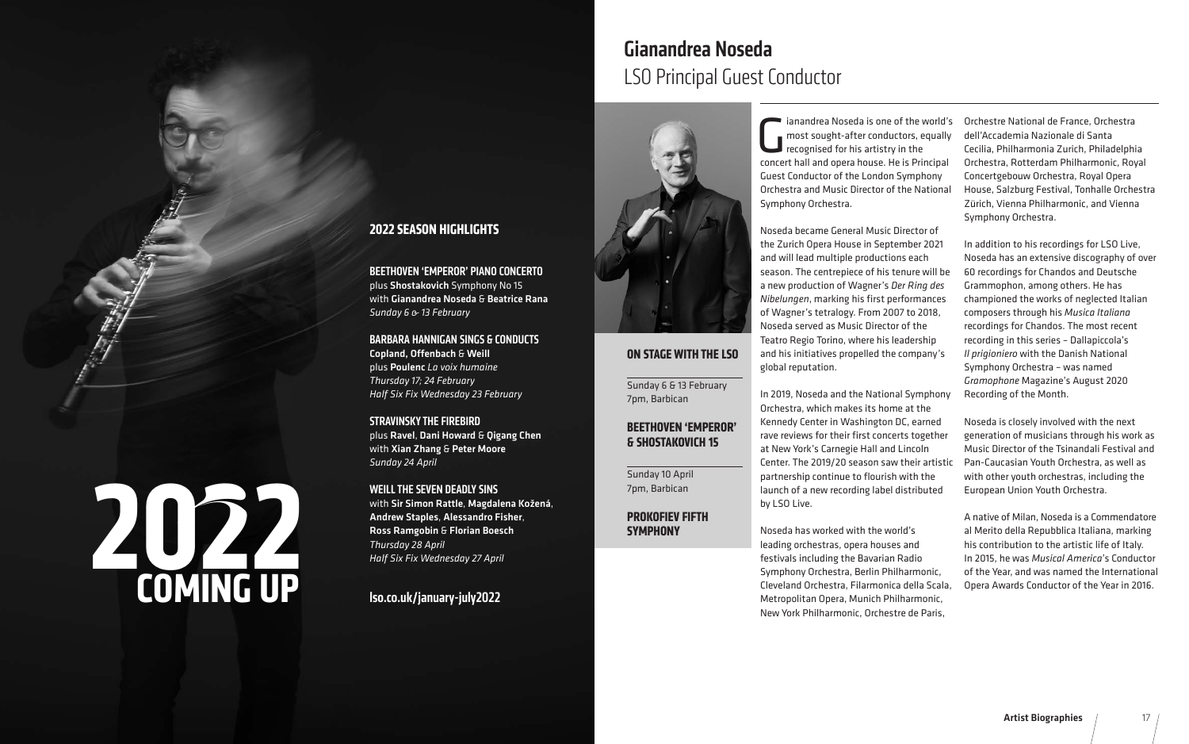## 2022 SEASON HIGHLIGHTS

**BEETHOVEN 'EMPEROR' PIANO CONCERTO**
plus **Shostakovich** Symphony No 15
with **Gianandrea Noseda** & **Beatrice Rana**
*Sunday 6 & 13 February*

**BARBARA HANNIGAN SINGS & CONDUCTS**
**Copland, Offenbach** & **Weill**
plus **Poulenc** *La voix humaine*
*Thursday 17; 24 February*
*Half Six Fix Wednesday 23 February*

**STRAVINSKY THE FIREBIRD**
plus **Ravel**, **Dani Howard** & **Qigang Chen**
with **Xian Zhang** & **Peter Moore**
*Sunday 24 April*

**WEILL THE SEVEN DEADLY SINS**
with **Sir Simon Rattle**, **Magdalena Kožená**, **Andrew Staples**, **Alessandro Fisher**, **Ross Ramgobin** & **Florian Boesch**
*Thursday 28 April*
*Half Six Fix Wednesday 27 April*

**lso.co.uk/january-july2022**

# 2022 COMING UP

# Gianandrea Noseda

## LSO Principal Guest Conductor

### ON STAGE WITH THE LSO

Sunday 6 & 13 February
7pm, Barbican

**BEETHOVEN 'EMPEROR' & SHOSTAKOVICH 15**

Sunday 10 April
7pm, Barbican

**PROKOFIEV FIFTH SYMPHONY**

Gianandrea Noseda is one of the world's most sought-after conductors, equally recognised for his artistry in the concert hall and opera house. He is Principal Guest Conductor of the London Symphony Orchestra and Music Director of the National Symphony Orchestra.

Noseda became General Music Director of the Zurich Opera House in September 2021 and will lead multiple productions each season. The centrepiece of his tenure will be a new production of Wagner's *Der Ring des Nibelungen*, marking his first performances of Wagner's tetralogy. From 2007 to 2018, Noseda served as Music Director of the Teatro Regio Torino, where his leadership and his initiatives propelled the company's global reputation.

In 2019, Noseda and the National Symphony Orchestra, which makes its home at the Kennedy Center in Washington DC, earned rave reviews for their first concerts together at New York's Carnegie Hall and Lincoln Center. The 2019/20 season saw their artistic partnership continue to flourish with the launch of a new recording label distributed by LSO Live.

Noseda has worked with the world's leading orchestras, opera houses and festivals including the Bavarian Radio Symphony Orchestra, Berlin Philharmonic, Cleveland Orchestra, Filarmonica della Scala, Metropolitan Opera, Munich Philharmonic, New York Philharmonic, Orchestre de Paris, Orchestre National de France, Orchestra dell'Accademia Nazionale di Santa Cecilia, Philharmonia Zurich, Philadelphia Orchestra, Rotterdam Philharmonic, Royal Concertgebouw Orchestra, Royal Opera House, Salzburg Festival, Tonhalle Orchestra Zürich, Vienna Philharmonic, and Vienna Symphony Orchestra.

In addition to his recordings for LSO Live, Noseda has an extensive discography of over 60 recordings for Chandos and Deutsche Grammophon, among others. He has championed the works of neglected Italian composers through his *Musica Italiana* recordings for Chandos. The most recent recording in this series – Dallapiccola's *Il prigioniero* with the Danish National Symphony Orchestra – was named *Gramophone* Magazine's August 2020 Recording of the Month.

Noseda is closely involved with the next generation of musicians through his work as Music Director of the Tsinandali Festival and Pan-Caucasian Youth Orchestra, as well as with other youth orchestras, including the European Union Youth Orchestra.

A native of Milan, Noseda is a Commendatore al Merito della Repubblica Italiana, marking his contribution to the artistic life of Italy. In 2015, he was *Musical America*'s Conductor of the Year, and was named the International Opera Awards Conductor of the Year in 2016.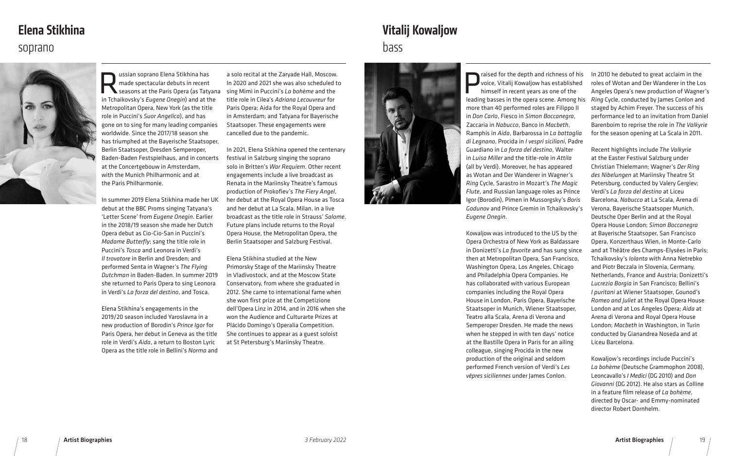# Elena Stikhina

## soprano

Russian soprano Elena Stikhina has made spectacular debuts in recent seasons at the Paris Opera (as Tatyana in Tchaikovsky's *Eugene Onegin*) and at the Metropolitan Opera, New York (as the title role in Puccini's *Suor Angelica*), and has gone on to sing for many leading companies worldwide. Since the 2017/18 season she has triumphed at the Bayerische Staatsoper, Berlin Staatsoper, Dresden Semperoper, Baden-Baden Festspielhaus, and in concerts at the Concertgebouw in Amsterdam, with the Munich Philharmonic and at the Paris Philharmonie.

In summer 2019 Elena Stikhina made her UK debut at the BBC Proms singing Tatyana's 'Letter Scene' from *Eugene Onegin*. Earlier in the 2018/19 season she made her Dutch Opera debut as Cio-Cio-San in Puccini's *Madame Butterfly*; sang the title role in Puccini's *Tosca* and Leonora in Verdi's *Il trovatore* in Berlin and Dresden; and performed Senta in Wagner's *The Flying Dutchman* in Baden-Baden. In summer 2019 she returned to Paris Opera to sing Leonora in Verdi's *La forza del destino*, and Tosca.

Elena Stikhina's engagements in the 2019/20 season included Yaroslavna in a new production of Borodin's *Prince Igor* for Paris Opera, her debut in Geneva as the title role in Verdi's *Aida*, a return to Boston Lyric Opera as the title role in Bellini's *Norma* and a solo recital at the Zaryade Hall, Moscow. In 2020 and 2021 she was also scheduled to sing Mimi in Puccini's *La bohème* and the title role in Cilea's *Adriana Lecouvreur* for Paris Opera; Aida for the Royal Opera and in Amsterdam; and Tatyana for Bayerische Staatsoper. These engagements were cancelled due to the pandemic.

In 2021, Elena Stikhina opened the centenary festival in Salzburg singing the soprano solo in Britten's *War Requiem*. Other recent engagements include a live broadcast as Renata in the Mariinsky Theatre's famous production of Prokofiev's *The Fiery Angel*, her debut at the Royal Opera House as Tosca and her debut at La Scala, Milan, in a live broadcast as the title role in Strauss' *Salome*. Future plans include returns to the Royal Opera House, the Metropolitan Opera, the Berlin Staatsoper and Salzburg Festival.

Elena Stikhina studied at the New Primorsky Stage of the Mariinsky Theatre in Vladivostock, and at the Moscow State Conservatory, from where she graduated in 2012. She came to international fame when she won first prize at the Competizione dell'Opera Linz in 2014, and in 2016 when she won the Audience and Culturarte Prizes at Plácido Domingo's Operalia Competition. She continues to appear as a guest soloist at St Petersburg's Mariinsky Theatre.

# Vitalij Kowaljow

## bass

Praised for the depth and richness of his voice, Vitalij Kowaljow has established himself in recent years as one of the leading basses in the opera scene. Among his more than 40 performed roles are Filippo II in *Don Carlo*, Fiesco in *Simon Boccanegra*, Zaccaria in *Nabucco*, Banco in *Macbeth*, Ramphis in *Aida*, Barbarossa in *La battaglia di Legnano*, Procida in *I vespri siciliani*, Padre Guardiano in *La forza del destino*, Walter in *Luisa Miller* and the title-role in *Attila* (all by Verdi). Moreover, he has appeared as Wotan and Der Wanderer in Wagner's *Ring* Cycle, Sarastro in Mozart's *The Magic Flute*, and Russian language roles as Prince Igor (Borodin), Pimen in Mussorgsky's *Boris Godunov* and Prince Gremin in Tchaikovsky's *Eugene Onegin*.

Kowaljow was introduced to the US by the Opera Orchestra of New York as Baldassare in Donizetti's *La favorite* and has sung since then at Metropolitan Opera, San Francisco, Washington Opera, Los Angeles, Chicago and Philadelphia Opera Companies. He has collaborated with various European companies including the Royal Opera House in London, Paris Opera, Bayerische Staatsoper in Munich, Wiener Staatsoper, Teatro alla Scala, Arena di Verona and Semperoper Dresden. He made the news when he stepped in with ten days' notice at the Bastille Opera in Paris for an ailing colleague, singing Procida in the new production of the original and seldom performed French version of Verdi's *Les vêpres siciliennes* under James Conlon.

In 2010 he debuted to great acclaim in the roles of Wotan and Der Wanderer in the Los Angeles Opera's new production of Wagner's *Ring* Cycle, conducted by James Conlon and staged by Achim Freyer. The success of his performance led to an invitation from Daniel Barenboim to reprise the role in *The Valkyrie* for the season opening at La Scala in 2011.

Recent highlights include *The Valkyrie* at the Easter Festival Salzburg under Christian Thielemann; Wagner's *Der Ring des Nibelungen* at Mariinsky Theatre St Petersburg, conducted by Valery Gergiev; Verdi's *La forza del destino* at Liceu Barcelona, *Nabucco* at La Scala, Arena di Verona, Bayerische Staatsoper Munich, Deutsche Oper Berlin and at the Royal Opera House London; *Simon Boccanegra* at Bayerische Staatsoper, San Francisco Opera, Konzerthaus Wien, in Monte-Carlo and at Théâtre des Champs-Elysées in Paris; Tchaikovsky's *Iolanta* with Anna Netrebko and Piotr Beczala in Slovenia, Germany, Netherlands, France and Austria; Donizetti's *Lucrezia Borgia* in San Francisco; Bellini's *I puritani* at Wiener Staatsoper, Gounod's *Romeo and Juliet* at the Royal Opera House London and at Los Angeles Opera; *Aida* at Arena di Verona and Royal Opera House London; *Macbeth* in Washington, in Turin conducted by Gianandrea Noseda and at Liceu Barcelona.

Kowaljow's recordings include Puccini's *La bohème* (Deutsche Grammophon 2008), Leoncavallo's *I Medici* (DG 2010) and *Don Giovanni* (DG 2012). He also stars as Colline in a feature film release of *La bohème*, directed by Oscar- and Emmy-nominated director Robert Dornhelm.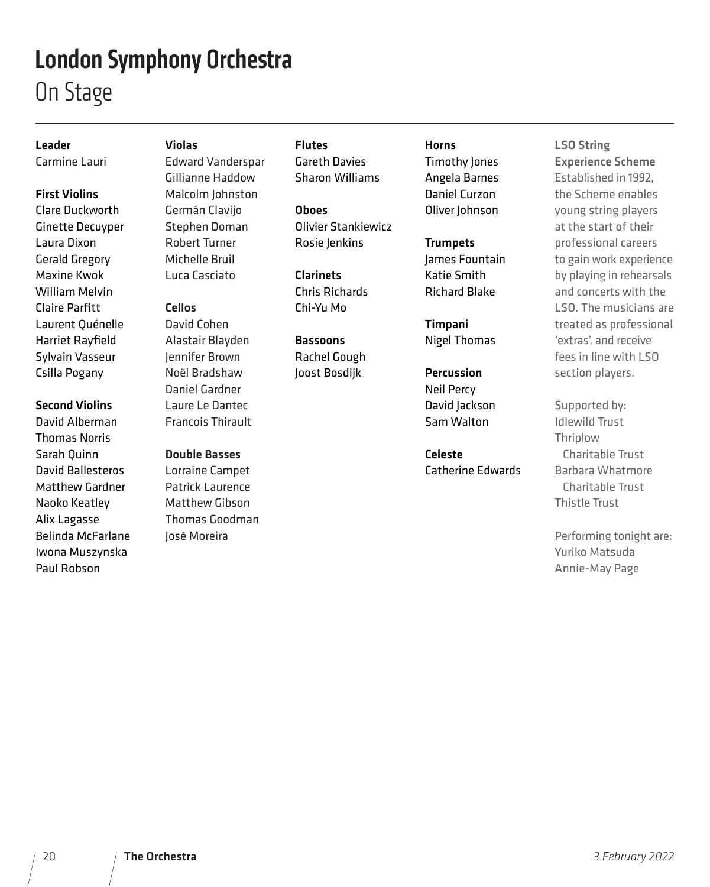# London Symphony Orchestra

## On Stage

**Leader**
Carmine Lauri

**First Violins**
Clare Duckworth
Ginette Decuyper
Laura Dixon
Gerald Gregory
Maxine Kwok
William Melvin
Claire Parfitt
Laurent Quénelle
Harriet Rayfield
Sylvain Vasseur
Csilla Pogany

**Second Violins**
David Alberman
Thomas Norris
Sarah Quinn
David Ballesteros
Matthew Gardner
Naoko Keatley
Alix Lagasse
Belinda McFarlane
Iwona Muszynska
Paul Robson

**Violas**
Edward Vanderspar
Gillianne Haddow
Malcolm Johnston
Germán Clavijo
Stephen Doman
Robert Turner
Michelle Bruil
Luca Casciato

**Cellos**
David Cohen
Alastair Blayden
Jennifer Brown
Noël Bradshaw
Daniel Gardner
Laure Le Dantec
Francois Thirault

**Double Basses**
Lorraine Campet
Patrick Laurence
Matthew Gibson
Thomas Goodman
José Moreira

**Flutes**
Gareth Davies
Sharon Williams

**Oboes**
Olivier Stankiewicz
Rosie Jenkins

**Clarinets**
Chris Richards
Chi-Yu Mo

**Bassoons**
Rachel Gough
Joost Bosdijk

**Horns**
Timothy Jones
Angela Barnes
Daniel Curzon
Oliver Johnson

**Trumpets**
James Fountain
Katie Smith
Richard Blake

**Timpani**
Nigel Thomas

**Percussion**
Neil Percy
David Jackson
Sam Walton

**Celeste**
Catherine Edwards

**LSO String Experience Scheme**
Established in 1992, the Scheme enables young string players at the start of their professional careers to gain work experience by playing in rehearsals and concerts with the LSO. The musicians are treated as professional 'extras', and receive fees in line with LSO section players.

Supported by:
Idlewild Trust
Thriplow Charitable Trust
Barbara Whatmore Charitable Trust
Thistle Trust

Performing tonight are:
Yuriko Matsuda
Annie-May Page